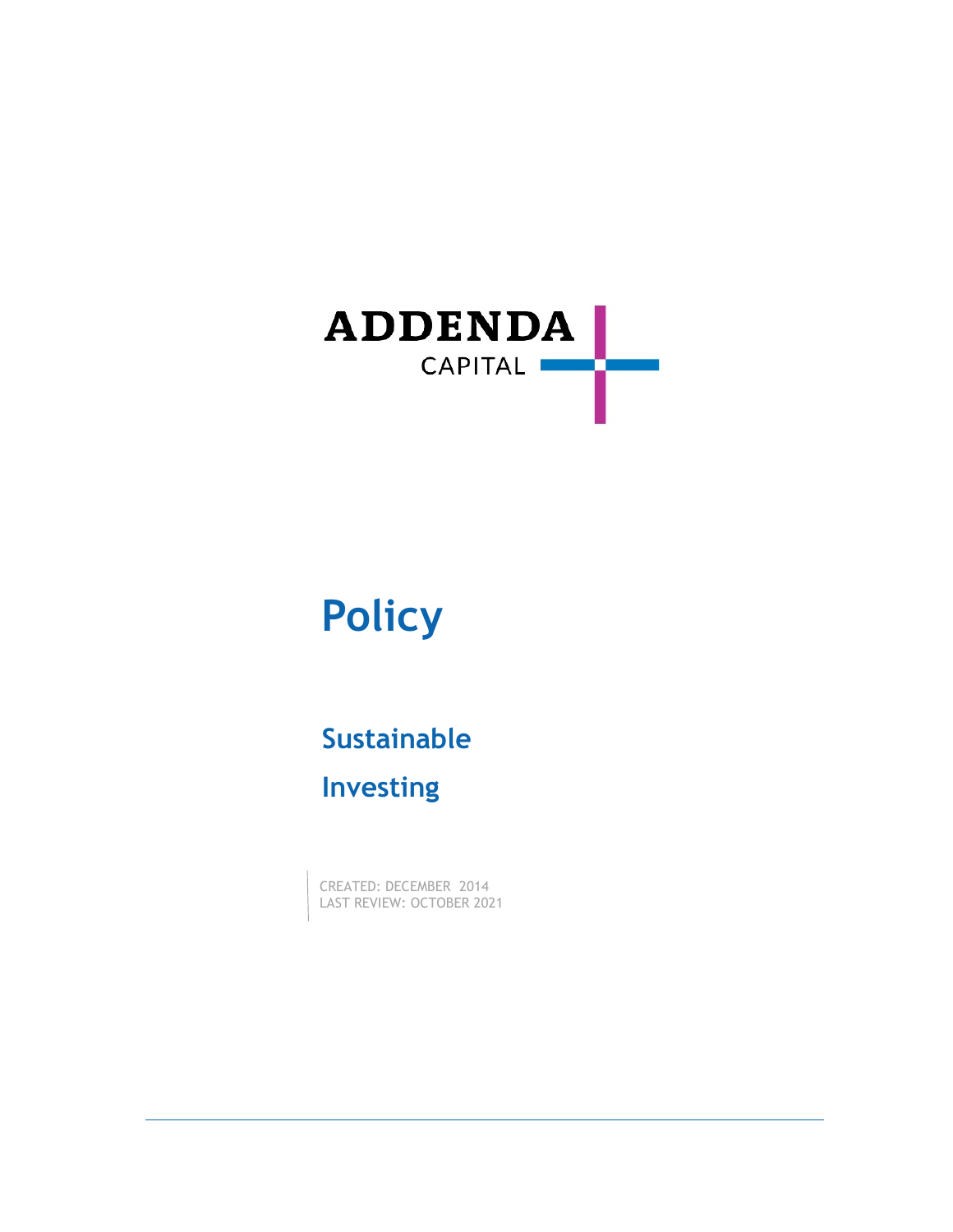ADDENDA CAPITAL

# Policy

## Sustainable Investing

CREATED: DECEMBER 2014
LAST REVIEW: OCTOBER 2021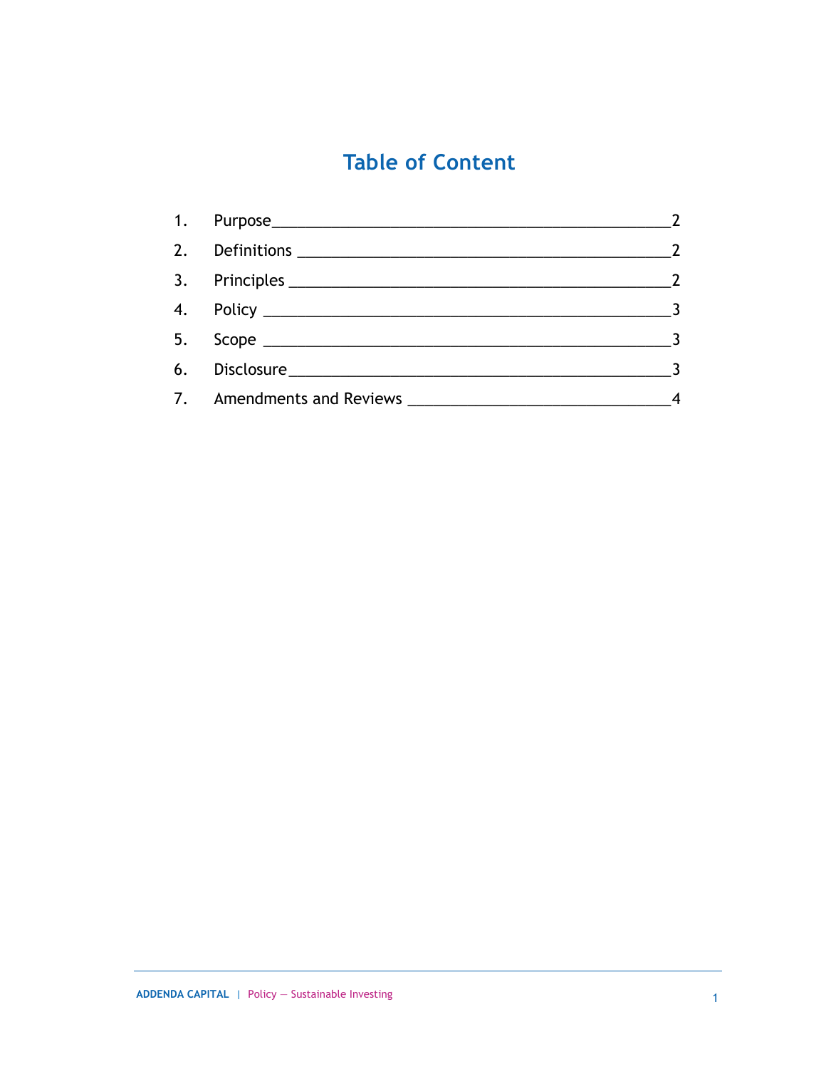# Table of Content

1. Purpose ____________________________________________ 2
2. Definitions ________________________________________ 2
3. Principles _________________________________________ 2
4. Policy ____________________________________________ 3
5. Scope _____________________________________________ 3
6. Disclosure _________________________________________ 3
7. Amendments and Reviews ____________________________ 4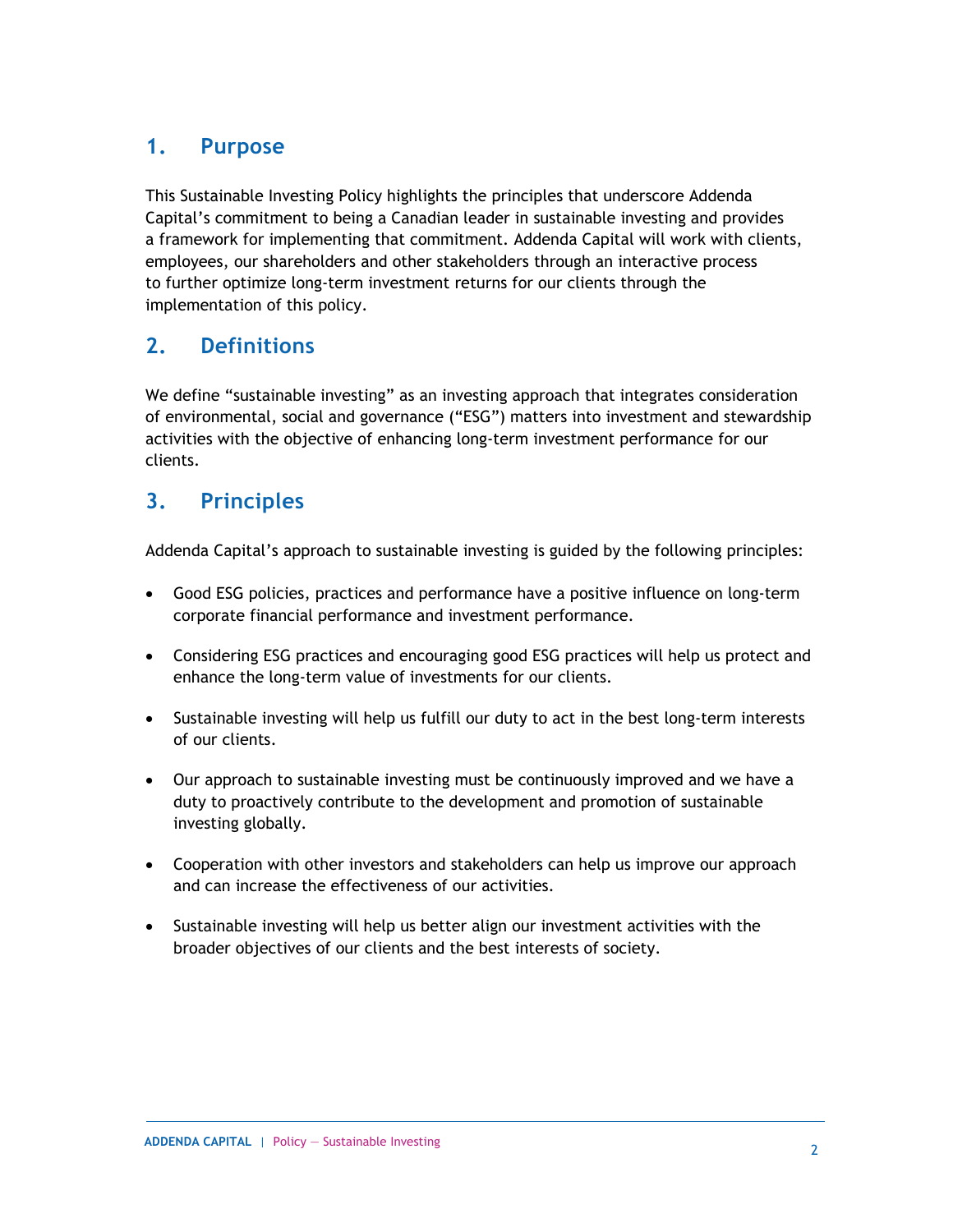## 1. Purpose

This Sustainable Investing Policy highlights the principles that underscore Addenda Capital's commitment to being a Canadian leader in sustainable investing and provides a framework for implementing that commitment. Addenda Capital will work with clients, employees, our shareholders and other stakeholders through an interactive process to further optimize long-term investment returns for our clients through the implementation of this policy.

## 2. Definitions

We define "sustainable investing" as an investing approach that integrates consideration of environmental, social and governance ("ESG") matters into investment and stewardship activities with the objective of enhancing long-term investment performance for our clients.

## 3. Principles

Addenda Capital's approach to sustainable investing is guided by the following principles:

- Good ESG policies, practices and performance have a positive influence on long-term corporate financial performance and investment performance.
- Considering ESG practices and encouraging good ESG practices will help us protect and enhance the long-term value of investments for our clients.
- Sustainable investing will help us fulfill our duty to act in the best long-term interests of our clients.
- Our approach to sustainable investing must be continuously improved and we have a duty to proactively contribute to the development and promotion of sustainable investing globally.
- Cooperation with other investors and stakeholders can help us improve our approach and can increase the effectiveness of our activities.
- Sustainable investing will help us better align our investment activities with the broader objectives of our clients and the best interests of society.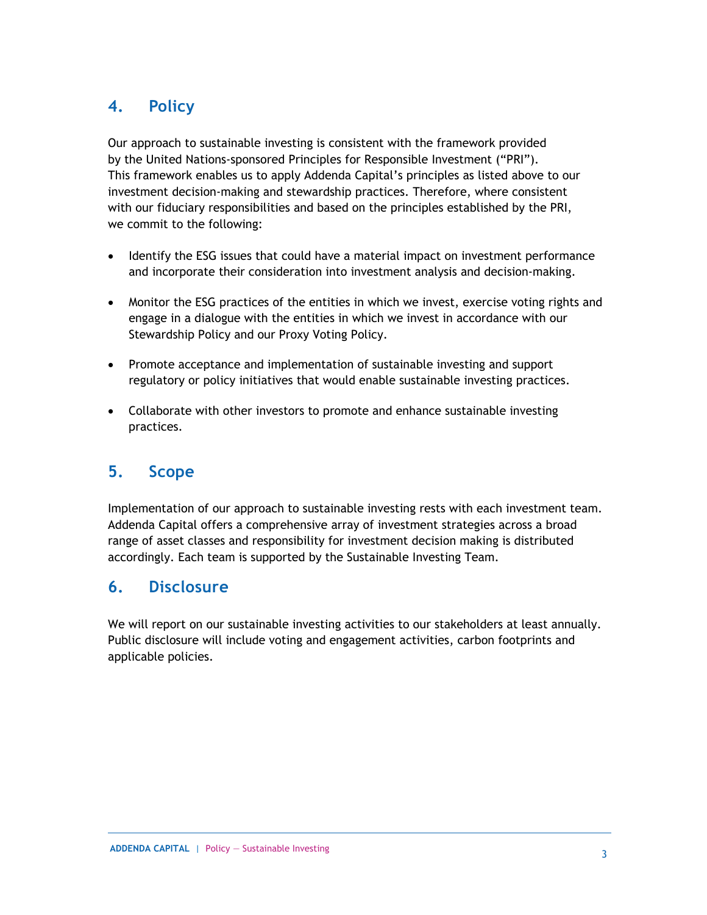## 4. Policy

Our approach to sustainable investing is consistent with the framework provided by the United Nations-sponsored Principles for Responsible Investment ("PRI"). This framework enables us to apply Addenda Capital's principles as listed above to our investment decision-making and stewardship practices. Therefore, where consistent with our fiduciary responsibilities and based on the principles established by the PRI, we commit to the following:

- Identify the ESG issues that could have a material impact on investment performance and incorporate their consideration into investment analysis and decision-making.
- Monitor the ESG practices of the entities in which we invest, exercise voting rights and engage in a dialogue with the entities in which we invest in accordance with our Stewardship Policy and our Proxy Voting Policy.
- Promote acceptance and implementation of sustainable investing and support regulatory or policy initiatives that would enable sustainable investing practices.
- Collaborate with other investors to promote and enhance sustainable investing practices.

## 5. Scope

Implementation of our approach to sustainable investing rests with each investment team. Addenda Capital offers a comprehensive array of investment strategies across a broad range of asset classes and responsibility for investment decision making is distributed accordingly. Each team is supported by the Sustainable Investing Team.

## 6. Disclosure

We will report on our sustainable investing activities to our stakeholders at least annually. Public disclosure will include voting and engagement activities, carbon footprints and applicable policies.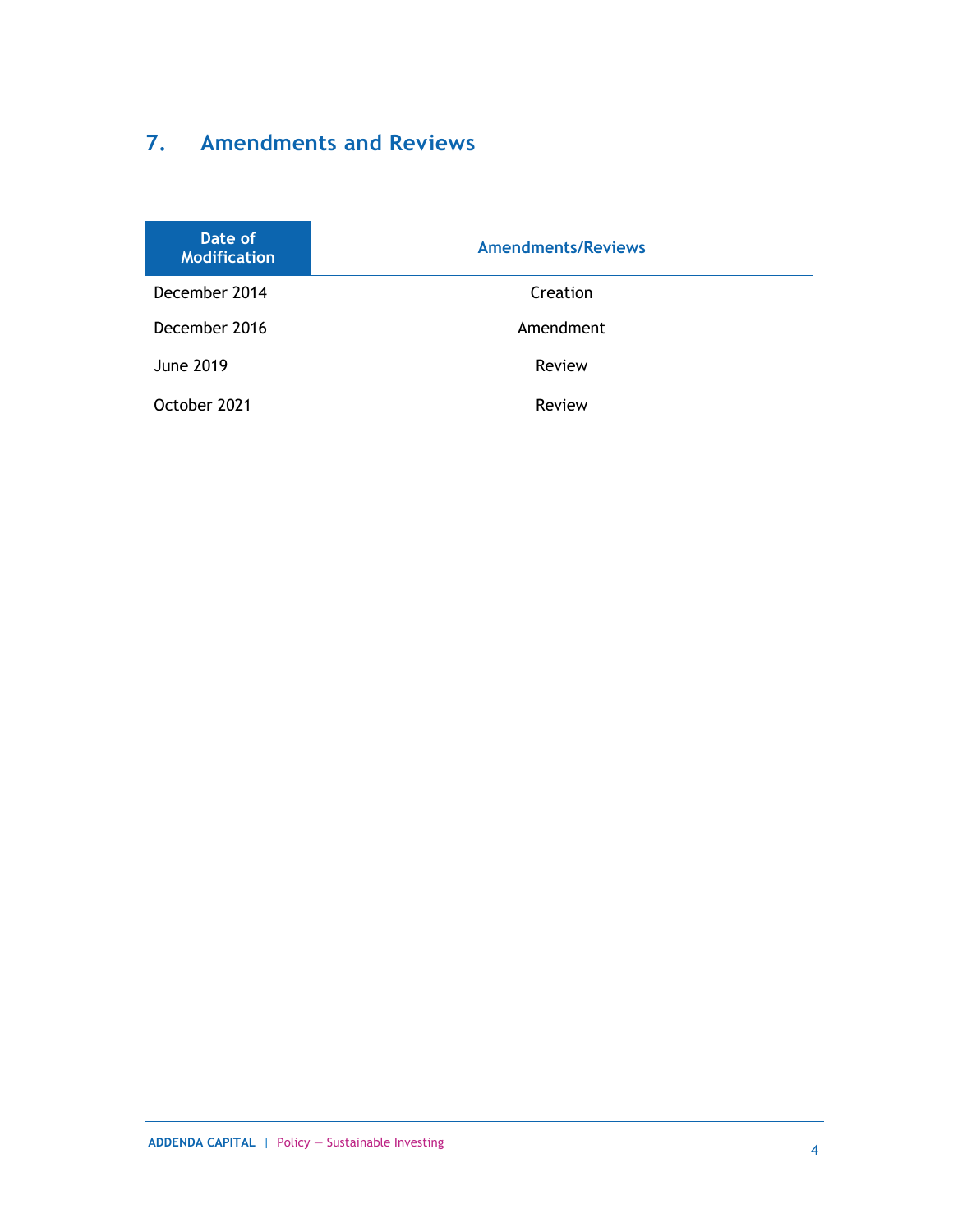## 7. Amendments and Reviews

| Date of Modification | Amendments/Reviews |
|---|---|
| December 2014 | Creation |
| December 2016 | Amendment |
| June 2019 | Review |
| October 2021 | Review |